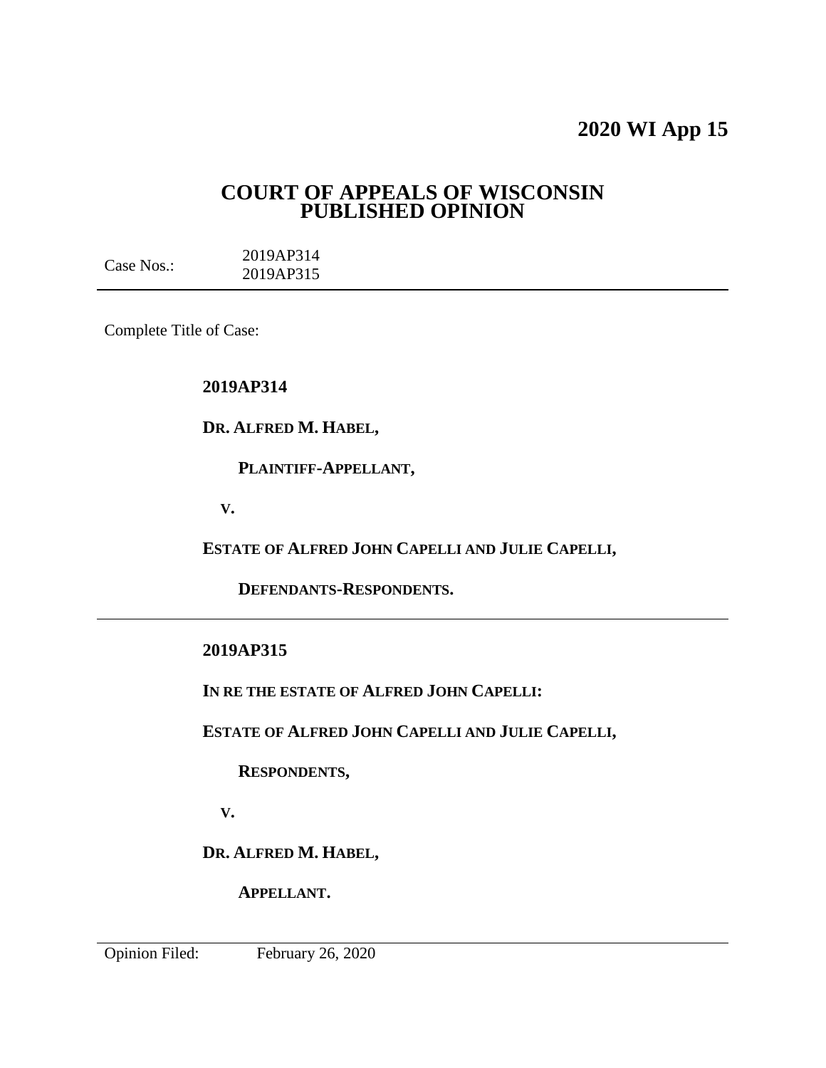**2020 WI App 15**

# COURT OF APPEALS OF WISCONSIN PUBLISHED OPINION

Case Nos.: 2019AP314
2019AP315

---

Complete Title of Case:

**2019AP314**

**DR. ALFRED M. HABEL,**

**PLAINTIFF-APPELLANT,**

**V.**

**ESTATE OF ALFRED JOHN CAPELLI AND JULIE CAPELLI,**

**DEFENDANTS-RESPONDENTS.**

---

**2019AP315**

**IN RE THE ESTATE OF ALFRED JOHN CAPELLI:**

**ESTATE OF ALFRED JOHN CAPELLI AND JULIE CAPELLI,**

**RESPONDENTS,**

**V.**

**DR. ALFRED M. HABEL,**

**APPELLANT.**

---

Opinion Filed: February 26, 2020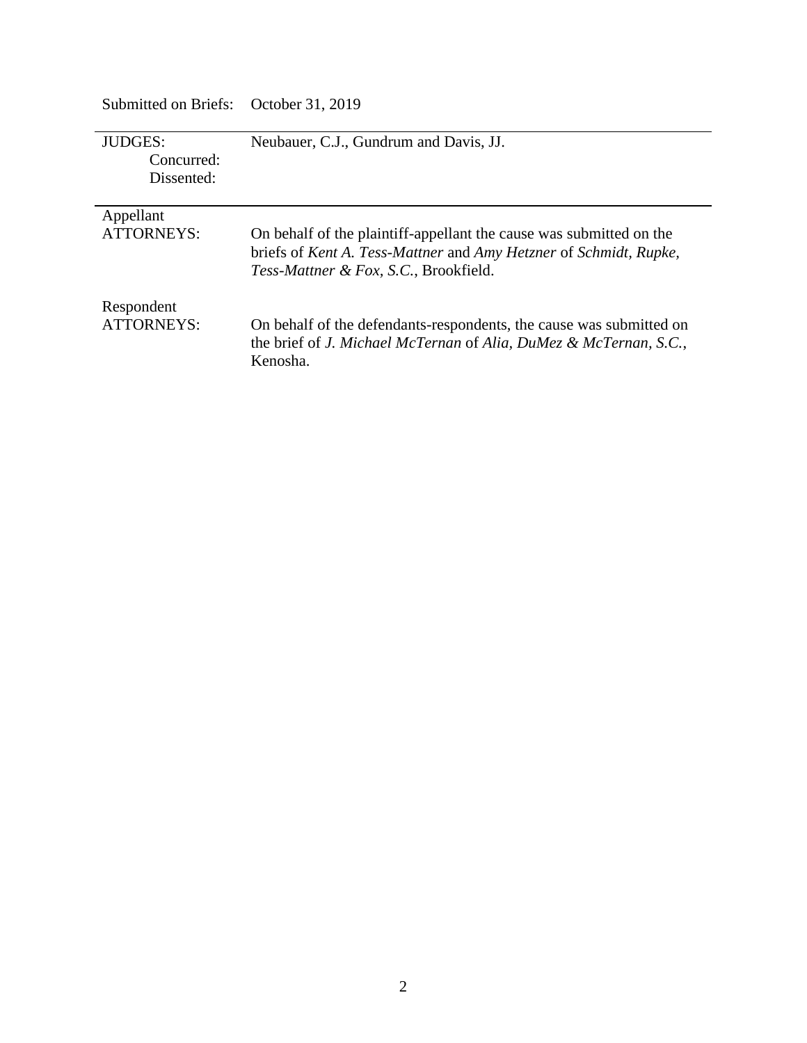Submitted on Briefs: October 31, 2019

---

| | |
|---|---|
| JUDGES: | Neubauer, C.J., Gundrum and Davis, JJ. |
| Concurred: | |
| Dissented: | |

---

| | |
|---|---|
| Appellant ATTORNEYS: | On behalf of the plaintiff-appellant the cause was submitted on the briefs of *Kent A. Tess-Mattner* and *Amy Hetzner* of *Schmidt, Rupke, Tess-Mattner & Fox, S.C.*, Brookfield. |
| Respondent ATTORNEYS: | On behalf of the defendants-respondents, the cause was submitted on the brief of *J. Michael McTernan* of *Alia, DuMez & McTernan, S.C.*, Kenosha. |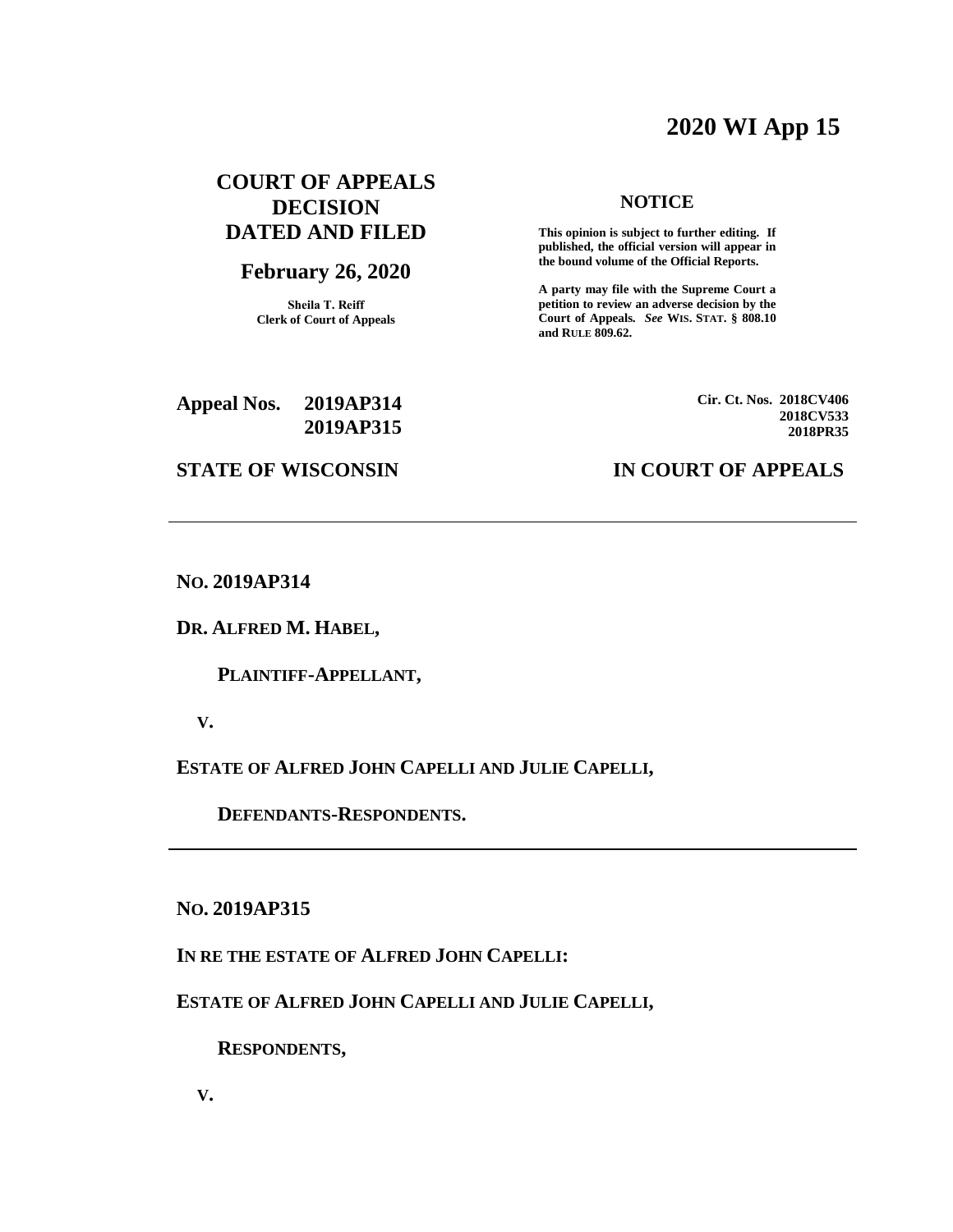# 2020 WI App 15

**COURT OF APPEALS DECISION DATED AND FILED**

**February 26, 2020**

**Sheila T. Reiff**
**Clerk of Court of Appeals**

**NOTICE**

**This opinion is subject to further editing. If published, the official version will appear in the bound volume of the Official Reports.**

**A party may file with the Supreme Court a petition to review an adverse decision by the Court of Appeals.** ***See*** **WIS. STAT. § 808.10 and RULE 809.62.**

**Appeal Nos. 2019AP314**
**2019AP315**

**Cir. Ct. Nos. 2018CV406**
**2018CV533**
**2018PR35**

**STATE OF WISCONSIN** **IN COURT OF APPEALS**

---

**NO. 2019AP314**

**DR. ALFRED M. HABEL,**

**PLAINTIFF-APPELLANT,**

**V.**

**ESTATE OF ALFRED JOHN CAPELLI AND JULIE CAPELLI,**

**DEFENDANTS-RESPONDENTS.**

---

**NO. 2019AP315**

**IN RE THE ESTATE OF ALFRED JOHN CAPELLI:**

**ESTATE OF ALFRED JOHN CAPELLI AND JULIE CAPELLI,**

**RESPONDENTS,**

**V.**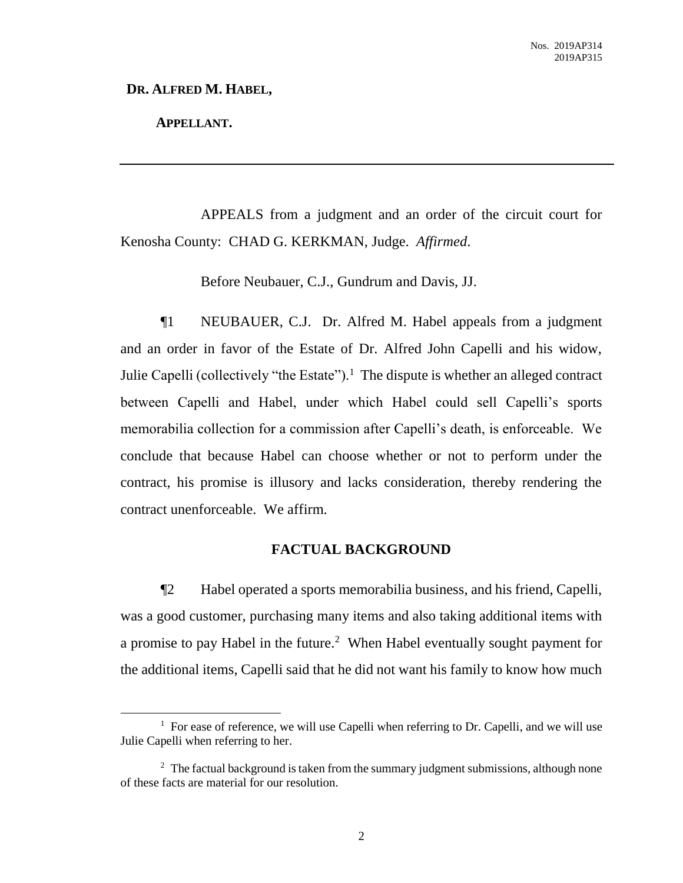**DR. ALFRED M. HABEL,**

**APPELLANT.**

---

APPEALS from a judgment and an order of the circuit court for Kenosha County: CHAD G. KERKMAN, Judge. *Affirmed.*

Before Neubauer, C.J., Gundrum and Davis, JJ.

¶1 NEUBAUER, C.J. Dr. Alfred M. Habel appeals from a judgment and an order in favor of the Estate of Dr. Alfred John Capelli and his widow, Julie Capelli (collectively "the Estate").[1] The dispute is whether an alleged contract between Capelli and Habel, under which Habel could sell Capelli's sports memorabilia collection for a commission after Capelli's death, is enforceable. We conclude that because Habel can choose whether or not to perform under the contract, his promise is illusory and lacks consideration, thereby rendering the contract unenforceable. We affirm.

## FACTUAL BACKGROUND

¶2 Habel operated a sports memorabilia business, and his friend, Capelli, was a good customer, purchasing many items and also taking additional items with a promise to pay Habel in the future.[2] When Habel eventually sought payment for the additional items, Capelli said that he did not want his family to know how much

---

[1] For ease of reference, we will use Capelli when referring to Dr. Capelli, and we will use Julie Capelli when referring to her.

[2] The factual background is taken from the summary judgment submissions, although none of these facts are material for our resolution.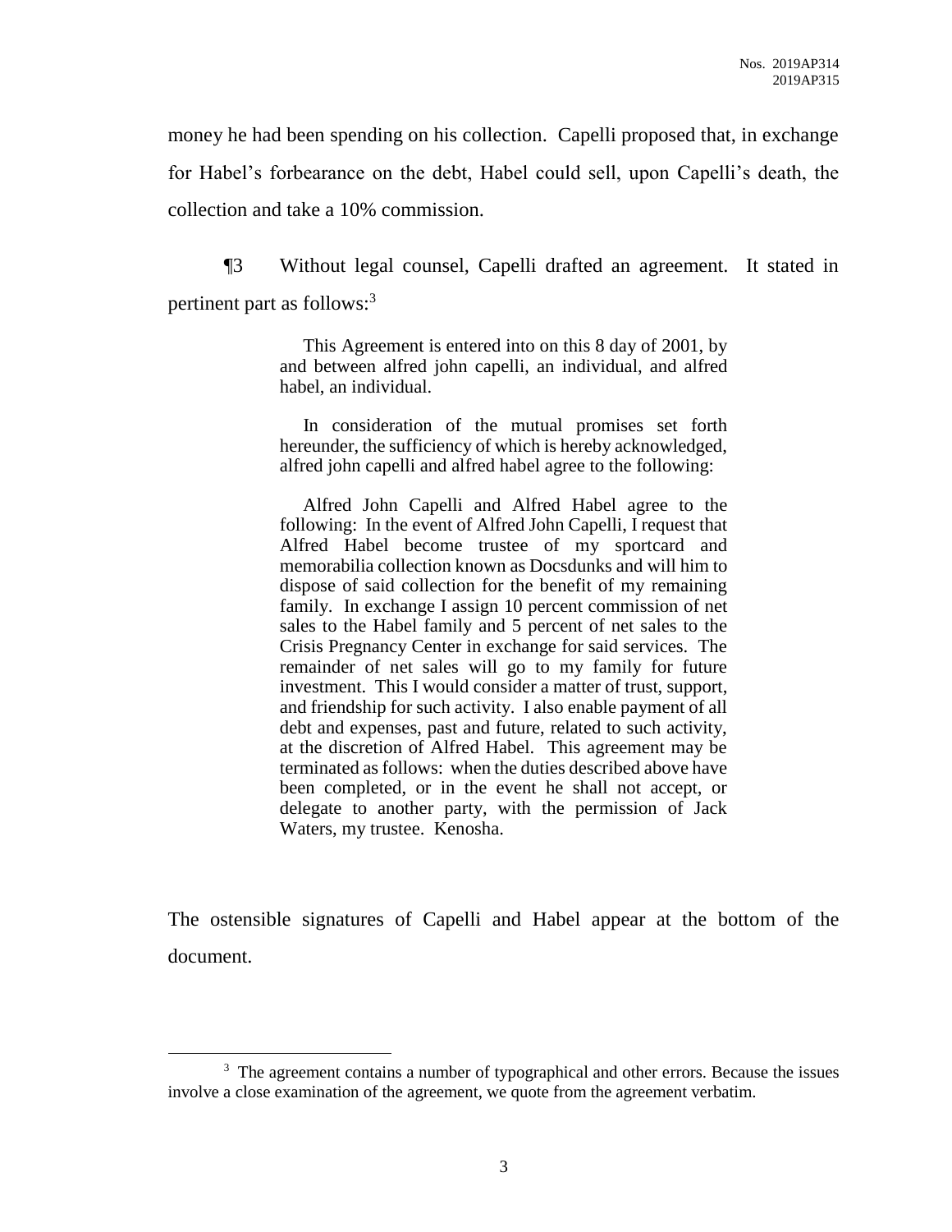money he had been spending on his collection. Capelli proposed that, in exchange for Habel's forbearance on the debt, Habel could sell, upon Capelli's death, the collection and take a 10% commission.

¶3 Without legal counsel, Capelli drafted an agreement. It stated in pertinent part as follows:[3]

> This Agreement is entered into on this 8 day of 2001, by and between alfred john capelli, an individual, and alfred habel, an individual.
>
> In consideration of the mutual promises set forth hereunder, the sufficiency of which is hereby acknowledged, alfred john capelli and alfred habel agree to the following:
>
> Alfred John Capelli and Alfred Habel agree to the following: In the event of Alfred John Capelli, I request that Alfred Habel become trustee of my sportcard and memorabilia collection known as Docsdunks and will him to dispose of said collection for the benefit of my remaining family. In exchange I assign 10 percent commission of net sales to the Habel family and 5 percent of net sales to the Crisis Pregnancy Center in exchange for said services. The remainder of net sales will go to my family for future investment. This I would consider a matter of trust, support, and friendship for such activity. I also enable payment of all debt and expenses, past and future, related to such activity, at the discretion of Alfred Habel. This agreement may be terminated as follows: when the duties described above have been completed, or in the event he shall not accept, or delegate to another party, with the permission of Jack Waters, my trustee. Kenosha.

The ostensible signatures of Capelli and Habel appear at the bottom of the document.

[3] The agreement contains a number of typographical and other errors. Because the issues involve a close examination of the agreement, we quote from the agreement verbatim.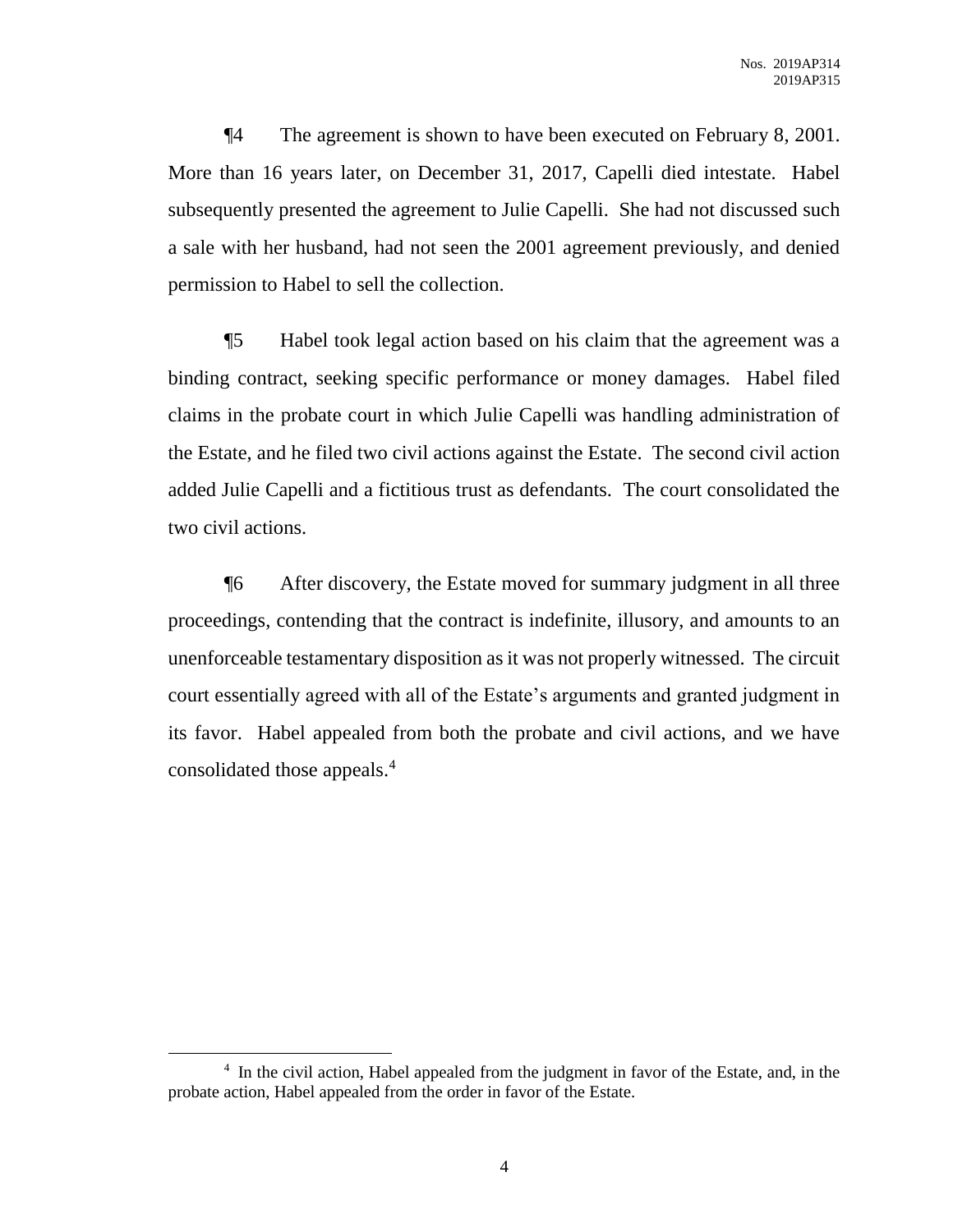¶4 The agreement is shown to have been executed on February 8, 2001. More than 16 years later, on December 31, 2017, Capelli died intestate. Habel subsequently presented the agreement to Julie Capelli. She had not discussed such a sale with her husband, had not seen the 2001 agreement previously, and denied permission to Habel to sell the collection.

¶5 Habel took legal action based on his claim that the agreement was a binding contract, seeking specific performance or money damages. Habel filed claims in the probate court in which Julie Capelli was handling administration of the Estate, and he filed two civil actions against the Estate. The second civil action added Julie Capelli and a fictitious trust as defendants. The court consolidated the two civil actions.

¶6 After discovery, the Estate moved for summary judgment in all three proceedings, contending that the contract is indefinite, illusory, and amounts to an unenforceable testamentary disposition as it was not properly witnessed. The circuit court essentially agreed with all of the Estate's arguments and granted judgment in its favor. Habel appealed from both the probate and civil actions, and we have consolidated those appeals.[4]

[4] In the civil action, Habel appealed from the judgment in favor of the Estate, and, in the probate action, Habel appealed from the order in favor of the Estate.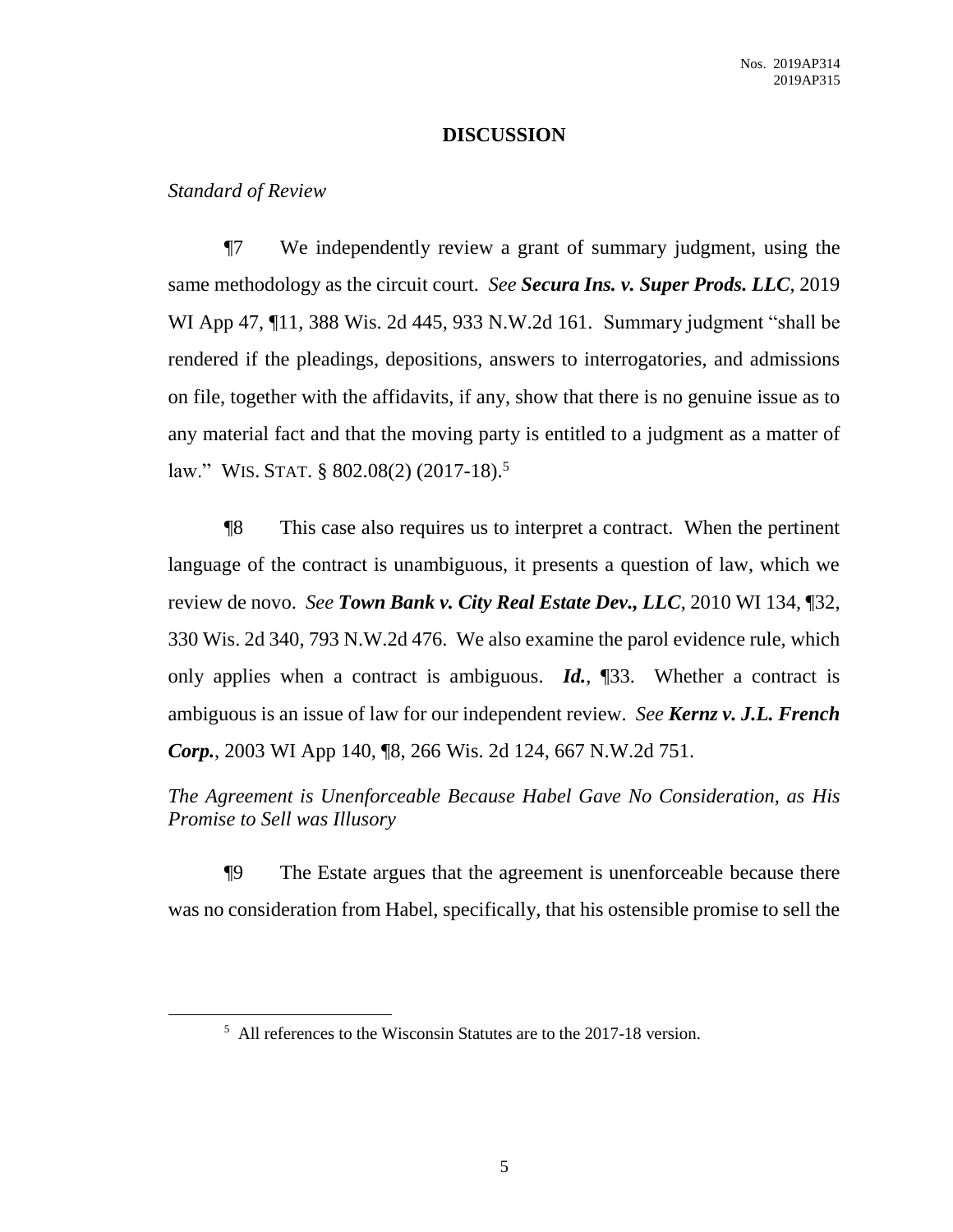## DISCUSSION

*Standard of Review*

¶7 We independently review a grant of summary judgment, using the same methodology as the circuit court. *See* ***Secura Ins. v. Super Prods. LLC***, 2019 WI App 47, ¶11, 388 Wis. 2d 445, 933 N.W.2d 161. Summary judgment "shall be rendered if the pleadings, depositions, answers to interrogatories, and admissions on file, together with the affidavits, if any, show that there is no genuine issue as to any material fact and that the moving party is entitled to a judgment as a matter of law." WIS. STAT. § 802.08(2) (2017-18).[5]

¶8 This case also requires us to interpret a contract. When the pertinent language of the contract is unambiguous, it presents a question of law, which we review de novo. *See* ***Town Bank v. City Real Estate Dev., LLC***, 2010 WI 134, ¶32, 330 Wis. 2d 340, 793 N.W.2d 476. We also examine the parol evidence rule, which only applies when a contract is ambiguous. ***Id.***, ¶33. Whether a contract is ambiguous is an issue of law for our independent review. *See* ***Kernz v. J.L. French Corp.***, 2003 WI App 140, ¶8, 266 Wis. 2d 124, 667 N.W.2d 751.

*The Agreement is Unenforceable Because Habel Gave No Consideration, as His Promise to Sell was Illusory*

¶9 The Estate argues that the agreement is unenforceable because there was no consideration from Habel, specifically, that his ostensible promise to sell the

[5] All references to the Wisconsin Statutes are to the 2017-18 version.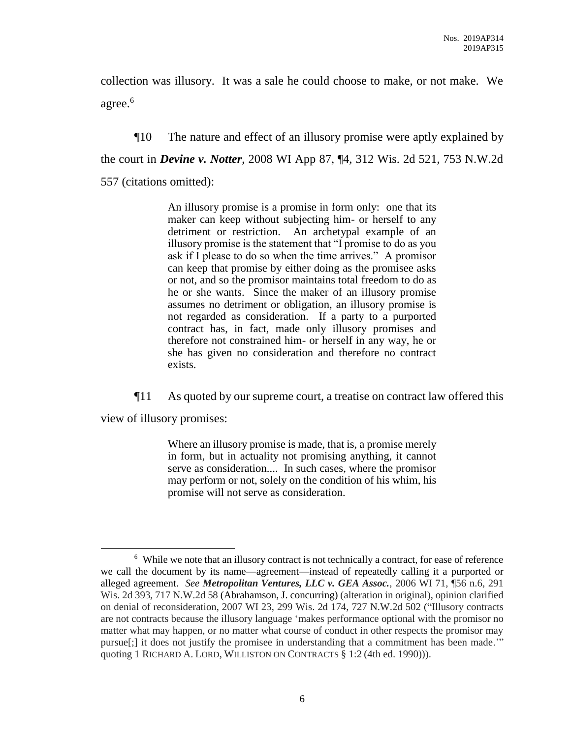collection was illusory. It was a sale he could choose to make, or not make. We agree.[6]

¶10 The nature and effect of an illusory promise were aptly explained by the court in ***Devine v. Notter***, 2008 WI App 87, ¶4, 312 Wis. 2d 521, 753 N.W.2d 557 (citations omitted):

> An illusory promise is a promise in form only: one that its maker can keep without subjecting him- or herself to any detriment or restriction. An archetypal example of an illusory promise is the statement that "I promise to do as you ask if I please to do so when the time arrives." A promisor can keep that promise by either doing as the promisee asks or not, and so the promisor maintains total freedom to do as he or she wants. Since the maker of an illusory promise assumes no detriment or obligation, an illusory promise is not regarded as consideration. If a party to a purported contract has, in fact, made only illusory promises and therefore not constrained him- or herself in any way, he or she has given no consideration and therefore no contract exists.

¶11 As quoted by our supreme court, a treatise on contract law offered this view of illusory promises:

> Where an illusory promise is made, that is, a promise merely in form, but in actuality not promising anything, it cannot serve as consideration.... In such cases, where the promisor may perform or not, solely on the condition of his whim, his promise will not serve as consideration.

---

[6] While we note that an illusory contract is not technically a contract, for ease of reference we call the document by its name—agreement—instead of repeatedly calling it a purported or alleged agreement. *See **Metropolitan Ventures, LLC v. GEA Assoc.***, 2006 WI 71, ¶56 n.6, 291 Wis. 2d 393, 717 N.W.2d 58 (Abrahamson, J. concurring) (alteration in original), opinion clarified on denial of reconsideration, 2007 WI 23, 299 Wis. 2d 174, 727 N.W.2d 502 ("Illusory contracts are not contracts because the illusory language 'makes performance optional with the promisor no matter what may happen, or no matter what course of conduct in other respects the promisor may pursue[;] it does not justify the promisee in understanding that a commitment has been made.'" quoting 1 RICHARD A. LORD, WILLISTON ON CONTRACTS § 1:2 (4th ed. 1990))).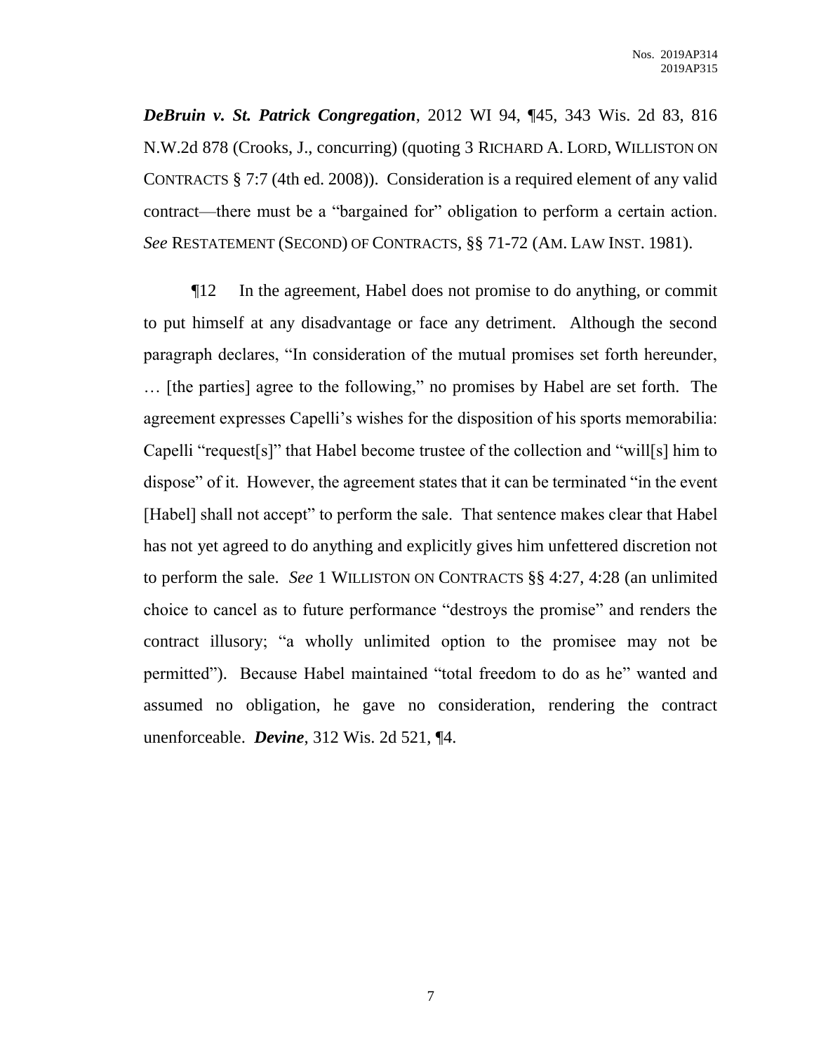***DeBruin v. St. Patrick Congregation***, 2012 WI 94, ¶45, 343 Wis. 2d 83, 816 N.W.2d 878 (Crooks, J., concurring) (quoting 3 RICHARD A. LORD, WILLISTON ON CONTRACTS § 7:7 (4th ed. 2008)). Consideration is a required element of any valid contract—there must be a "bargained for" obligation to perform a certain action. *See* RESTATEMENT (SECOND) OF CONTRACTS, §§ 71-72 (AM. LAW INST. 1981).

¶12 In the agreement, Habel does not promise to do anything, or commit to put himself at any disadvantage or face any detriment. Although the second paragraph declares, "In consideration of the mutual promises set forth hereunder, … [the parties] agree to the following," no promises by Habel are set forth. The agreement expresses Capelli's wishes for the disposition of his sports memorabilia: Capelli "request[s]" that Habel become trustee of the collection and "will[s] him to dispose" of it. However, the agreement states that it can be terminated "in the event [Habel] shall not accept" to perform the sale. That sentence makes clear that Habel has not yet agreed to do anything and explicitly gives him unfettered discretion not to perform the sale. *See* 1 WILLISTON ON CONTRACTS §§ 4:27, 4:28 (an unlimited choice to cancel as to future performance "destroys the promise" and renders the contract illusory; "a wholly unlimited option to the promisee may not be permitted"). Because Habel maintained "total freedom to do as he" wanted and assumed no obligation, he gave no consideration, rendering the contract unenforceable. ***Devine***, 312 Wis. 2d 521, ¶4.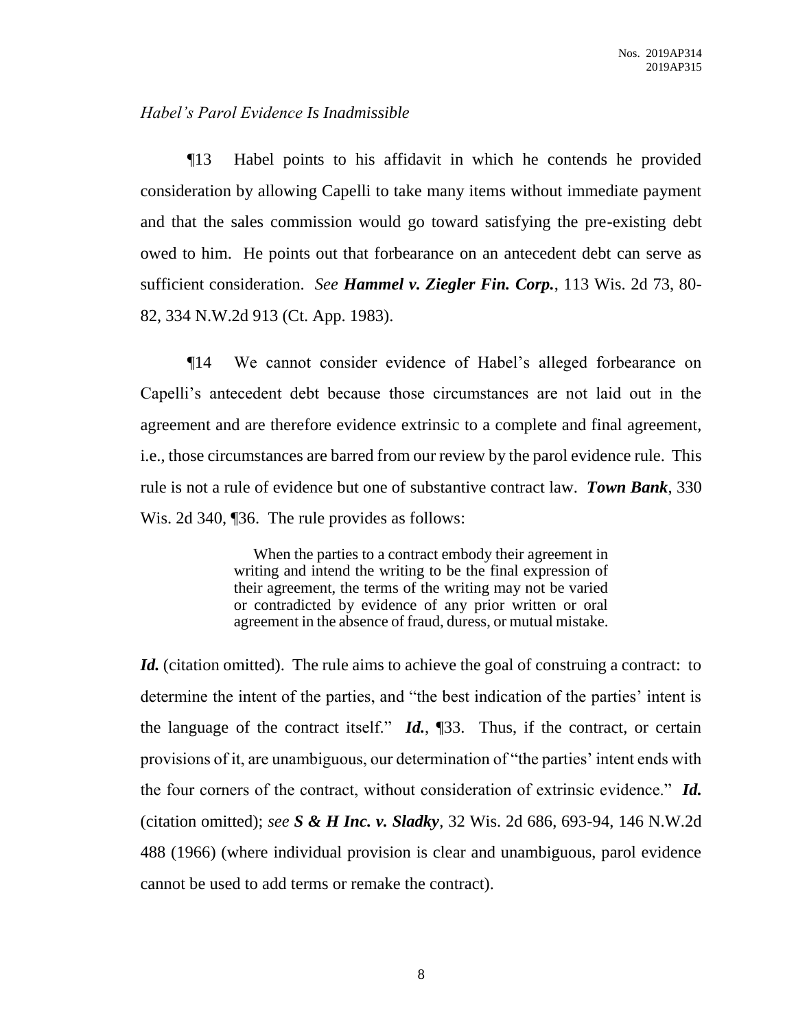*Habel's Parol Evidence Is Inadmissible*

¶13 Habel points to his affidavit in which he contends he provided consideration by allowing Capelli to take many items without immediate payment and that the sales commission would go toward satisfying the pre-existing debt owed to him. He points out that forbearance on an antecedent debt can serve as sufficient consideration. *See* ***Hammel v. Ziegler Fin. Corp.***, 113 Wis. 2d 73, 80-82, 334 N.W.2d 913 (Ct. App. 1983).

¶14 We cannot consider evidence of Habel's alleged forbearance on Capelli's antecedent debt because those circumstances are not laid out in the agreement and are therefore evidence extrinsic to a complete and final agreement, i.e., those circumstances are barred from our review by the parol evidence rule. This rule is not a rule of evidence but one of substantive contract law. ***Town Bank***, 330 Wis. 2d 340, ¶36. The rule provides as follows:

> When the parties to a contract embody their agreement in writing and intend the writing to be the final expression of their agreement, the terms of the writing may not be varied or contradicted by evidence of any prior written or oral agreement in the absence of fraud, duress, or mutual mistake.

***Id.*** (citation omitted). The rule aims to achieve the goal of construing a contract: to determine the intent of the parties, and "the best indication of the parties' intent is the language of the contract itself." ***Id.***, ¶33. Thus, if the contract, or certain provisions of it, are unambiguous, our determination of "the parties' intent ends with the four corners of the contract, without consideration of extrinsic evidence." ***Id.*** (citation omitted); *see* ***S & H Inc. v. Sladky***, 32 Wis. 2d 686, 693-94, 146 N.W.2d 488 (1966) (where individual provision is clear and unambiguous, parol evidence cannot be used to add terms or remake the contract).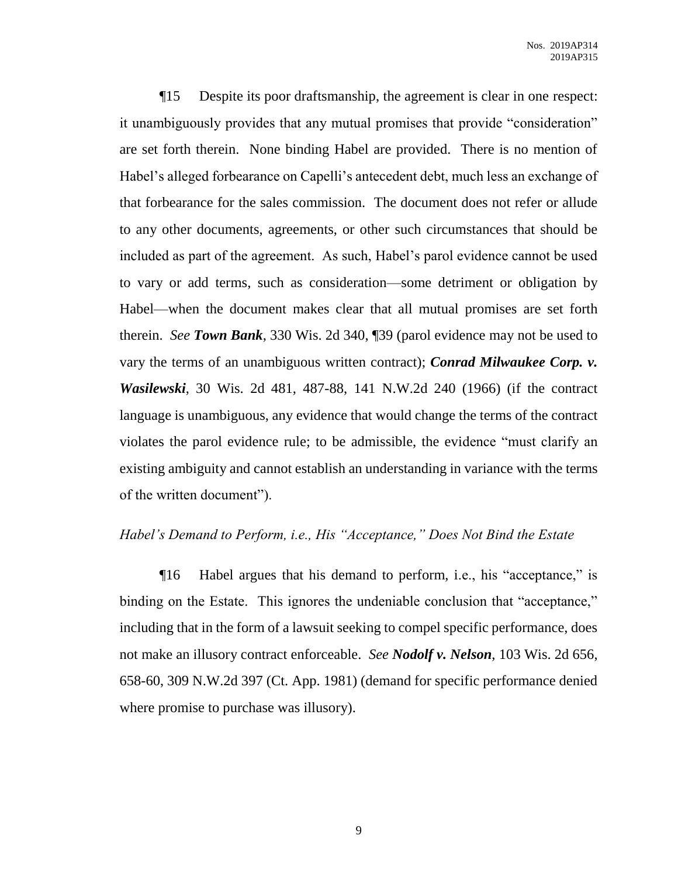¶15 Despite its poor draftsmanship, the agreement is clear in one respect: it unambiguously provides that any mutual promises that provide "consideration" are set forth therein. None binding Habel are provided. There is no mention of Habel's alleged forbearance on Capelli's antecedent debt, much less an exchange of that forbearance for the sales commission. The document does not refer or allude to any other documents, agreements, or other such circumstances that should be included as part of the agreement. As such, Habel's parol evidence cannot be used to vary or add terms, such as consideration—some detriment or obligation by Habel—when the document makes clear that all mutual promises are set forth therein. *See* ***Town Bank***, 330 Wis. 2d 340, ¶39 (parol evidence may not be used to vary the terms of an unambiguous written contract); ***Conrad Milwaukee Corp. v. Wasilewski***, 30 Wis. 2d 481, 487-88, 141 N.W.2d 240 (1966) (if the contract language is unambiguous, any evidence that would change the terms of the contract violates the parol evidence rule; to be admissible, the evidence "must clarify an existing ambiguity and cannot establish an understanding in variance with the terms of the written document").

*Habel's Demand to Perform, i.e., His "Acceptance," Does Not Bind the Estate*

¶16 Habel argues that his demand to perform, i.e., his "acceptance," is binding on the Estate. This ignores the undeniable conclusion that "acceptance," including that in the form of a lawsuit seeking to compel specific performance, does not make an illusory contract enforceable. *See* ***Nodolf v. Nelson***, 103 Wis. 2d 656, 658-60, 309 N.W.2d 397 (Ct. App. 1981) (demand for specific performance denied where promise to purchase was illusory).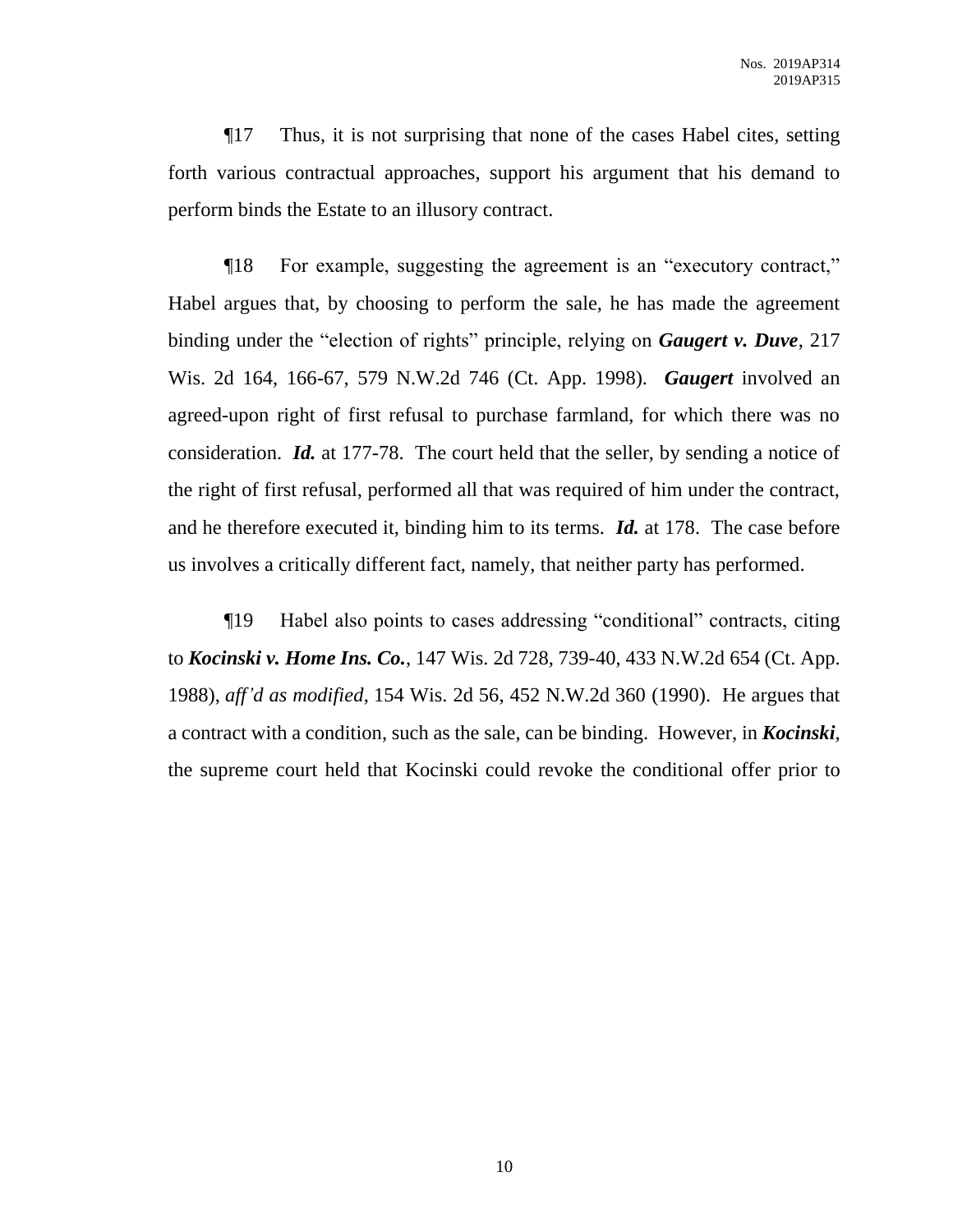¶17 Thus, it is not surprising that none of the cases Habel cites, setting forth various contractual approaches, support his argument that his demand to perform binds the Estate to an illusory contract.

¶18 For example, suggesting the agreement is an "executory contract," Habel argues that, by choosing to perform the sale, he has made the agreement binding under the "election of rights" principle, relying on ***Gaugert v. Duve***, 217 Wis. 2d 164, 166-67, 579 N.W.2d 746 (Ct. App. 1998). ***Gaugert*** involved an agreed-upon right of first refusal to purchase farmland, for which there was no consideration. ***Id.*** at 177-78. The court held that the seller, by sending a notice of the right of first refusal, performed all that was required of him under the contract, and he therefore executed it, binding him to its terms. ***Id.*** at 178. The case before us involves a critically different fact, namely, that neither party has performed.

¶19 Habel also points to cases addressing "conditional" contracts, citing to ***Kocinski v. Home Ins. Co.***, 147 Wis. 2d 728, 739-40, 433 N.W.2d 654 (Ct. App. 1988), *aff'd as modified*, 154 Wis. 2d 56, 452 N.W.2d 360 (1990). He argues that a contract with a condition, such as the sale, can be binding. However, in ***Kocinski***, the supreme court held that Kocinski could revoke the conditional offer prior to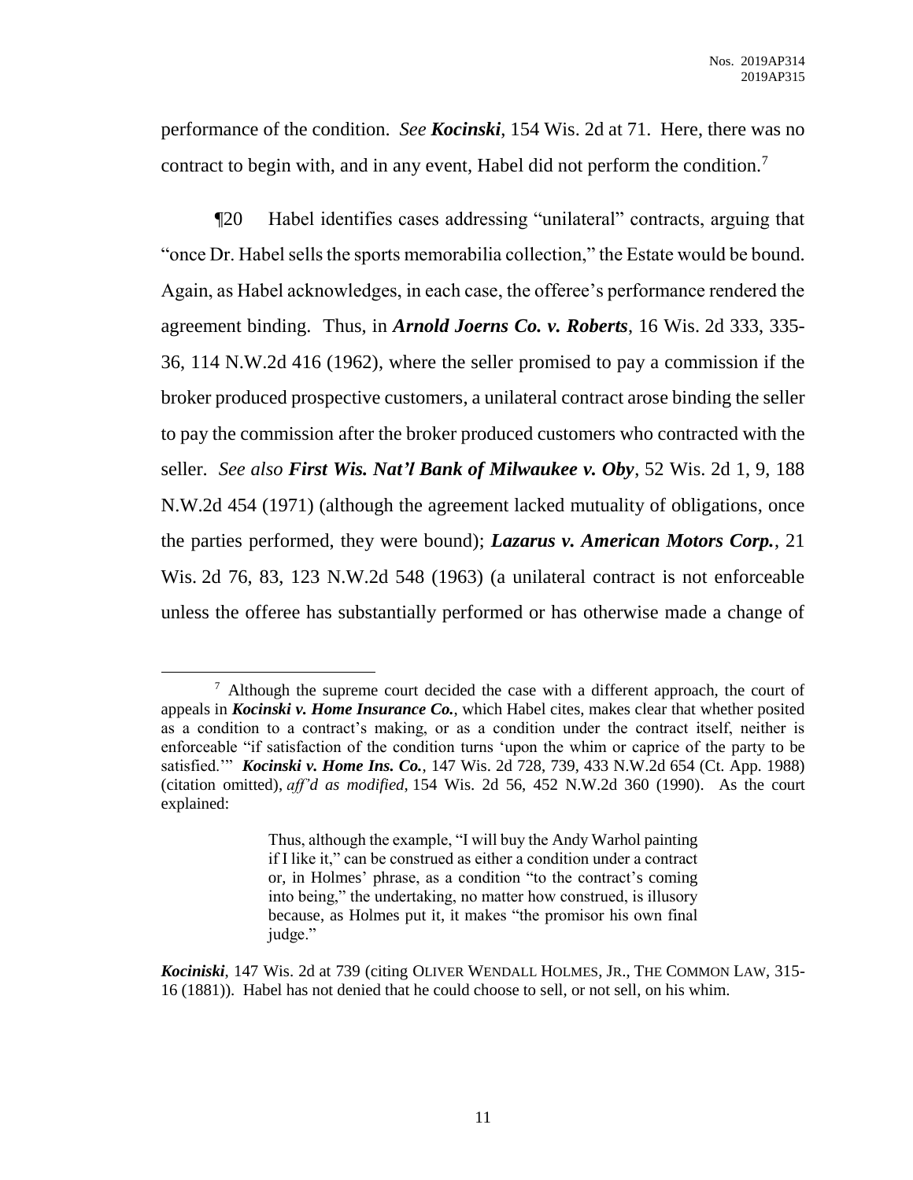performance of the condition. *See **Kocinski***, 154 Wis. 2d at 71. Here, there was no contract to begin with, and in any event, Habel did not perform the condition.[7]

¶20 Habel identifies cases addressing "unilateral" contracts, arguing that "once Dr. Habel sells the sports memorabilia collection," the Estate would be bound. Again, as Habel acknowledges, in each case, the offeree's performance rendered the agreement binding. Thus, in ***Arnold Joerns Co. v. Roberts***, 16 Wis. 2d 333, 335-36, 114 N.W.2d 416 (1962), where the seller promised to pay a commission if the broker produced prospective customers, a unilateral contract arose binding the seller to pay the commission after the broker produced customers who contracted with the seller. *See also **First Wis. Nat'l Bank of Milwaukee v. Oby***, 52 Wis. 2d 1, 9, 188 N.W.2d 454 (1971) (although the agreement lacked mutuality of obligations, once the parties performed, they were bound); ***Lazarus v. American Motors Corp.***, 21 Wis. 2d 76, 83, 123 N.W.2d 548 (1963) (a unilateral contract is not enforceable unless the offeree has substantially performed or has otherwise made a change of

---

[7] Although the supreme court decided the case with a different approach, the court of appeals in ***Kocinski v. Home Insurance Co.***, which Habel cites, makes clear that whether posited as a condition to a contract's making, or as a condition under the contract itself, neither is enforceable "if satisfaction of the condition turns 'upon the whim or caprice of the party to be satisfied.'" ***Kocinski v. Home Ins. Co.***, 147 Wis. 2d 728, 739, 433 N.W.2d 654 (Ct. App. 1988) (citation omitted), *aff'd as modified*, 154 Wis. 2d 56, 452 N.W.2d 360 (1990). As the court explained:

> Thus, although the example, "I will buy the Andy Warhol painting if I like it," can be construed as either a condition under a contract or, in Holmes' phrase, as a condition "to the contract's coming into being," the undertaking, no matter how construed, is illusory because, as Holmes put it, it makes "the promisor his own final judge."

***Kociniski***, 147 Wis. 2d at 739 (citing OLIVER WENDALL HOLMES, JR., THE COMMON LAW, 315-16 (1881)). Habel has not denied that he could choose to sell, or not sell, on his whim.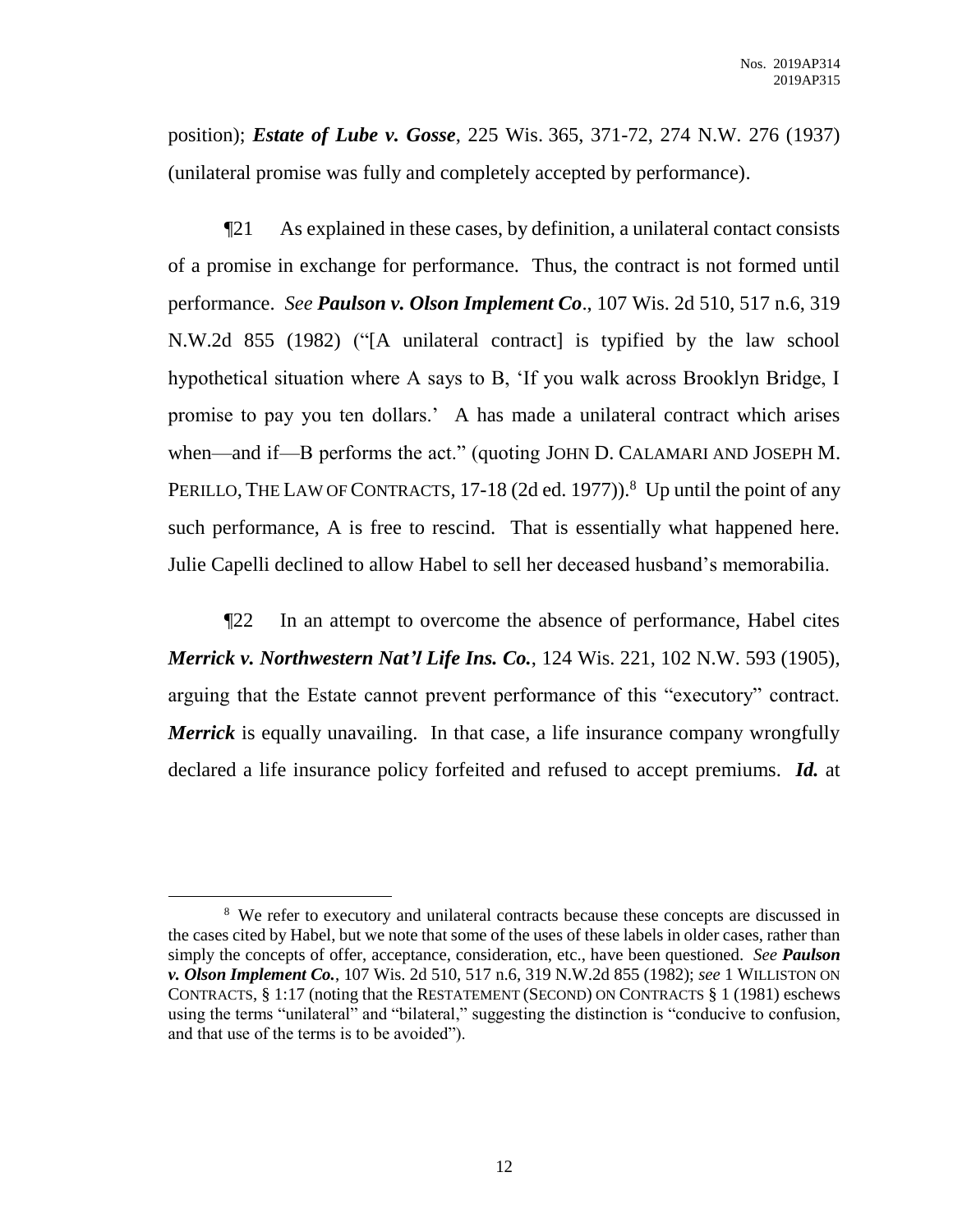position); ***Estate of Lube v. Gosse***, 225 Wis. 365, 371-72, 274 N.W. 276 (1937) (unilateral promise was fully and completely accepted by performance).

¶21 As explained in these cases, by definition, a unilateral contact consists of a promise in exchange for performance. Thus, the contract is not formed until performance. *See **Paulson v. Olson Implement Co***., 107 Wis. 2d 510, 517 n.6, 319 N.W.2d 855 (1982) ("[A unilateral contract] is typified by the law school hypothetical situation where A says to B, 'If you walk across Brooklyn Bridge, I promise to pay you ten dollars.' A has made a unilateral contract which arises when—and if—B performs the act." (quoting JOHN D. CALAMARI AND JOSEPH M. PERILLO, THE LAW OF CONTRACTS, 17-18 (2d ed. 1977)).[8] Up until the point of any such performance, A is free to rescind. That is essentially what happened here. Julie Capelli declined to allow Habel to sell her deceased husband's memorabilia.

¶22 In an attempt to overcome the absence of performance, Habel cites ***Merrick v. Northwestern Nat'l Life Ins. Co.***, 124 Wis. 221, 102 N.W. 593 (1905), arguing that the Estate cannot prevent performance of this "executory" contract. ***Merrick*** is equally unavailing. In that case, a life insurance company wrongfully declared a life insurance policy forfeited and refused to accept premiums. ***Id.*** at

---

[8] We refer to executory and unilateral contracts because these concepts are discussed in the cases cited by Habel, but we note that some of the uses of these labels in older cases, rather than simply the concepts of offer, acceptance, consideration, etc., have been questioned. *See **Paulson v. Olson Implement Co.***, 107 Wis. 2d 510, 517 n.6, 319 N.W.2d 855 (1982); *see* 1 WILLISTON ON CONTRACTS, § 1:17 (noting that the RESTATEMENT (SECOND) ON CONTRACTS § 1 (1981) eschews using the terms "unilateral" and "bilateral," suggesting the distinction is "conducive to confusion, and that use of the terms is to be avoided").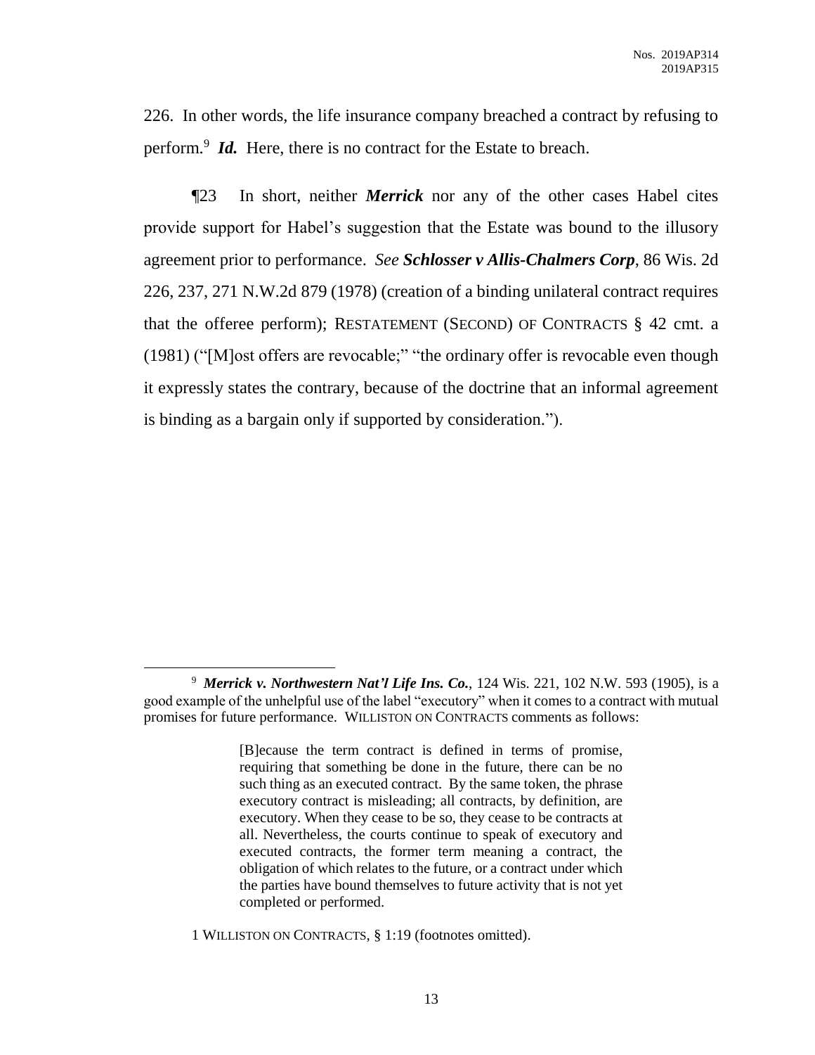226. In other words, the life insurance company breached a contract by refusing to perform.[9] ***Id.*** Here, there is no contract for the Estate to breach.

¶23 In short, neither ***Merrick*** nor any of the other cases Habel cites provide support for Habel's suggestion that the Estate was bound to the illusory agreement prior to performance. *See* ***Schlosser v Allis-Chalmers Corp***, 86 Wis. 2d 226, 237, 271 N.W.2d 879 (1978) (creation of a binding unilateral contract requires that the offeree perform); RESTATEMENT (SECOND) OF CONTRACTS § 42 cmt. a (1981) ("[M]ost offers are revocable;" "the ordinary offer is revocable even though it expressly states the contrary, because of the doctrine that an informal agreement is binding as a bargain only if supported by consideration.").

---

[9] ***Merrick v. Northwestern Nat'l Life Ins. Co.***, 124 Wis. 221, 102 N.W. 593 (1905), is a good example of the unhelpful use of the label "executory" when it comes to a contract with mutual promises for future performance. WILLISTON ON CONTRACTS comments as follows:

> [B]ecause the term contract is defined in terms of promise, requiring that something be done in the future, there can be no such thing as an executed contract. By the same token, the phrase executory contract is misleading; all contracts, by definition, are executory. When they cease to be so, they cease to be contracts at all. Nevertheless, the courts continue to speak of executory and executed contracts, the former term meaning a contract, the obligation of which relates to the future, or a contract under which the parties have bound themselves to future activity that is not yet completed or performed.

1 WILLISTON ON CONTRACTS, § 1:19 (footnotes omitted).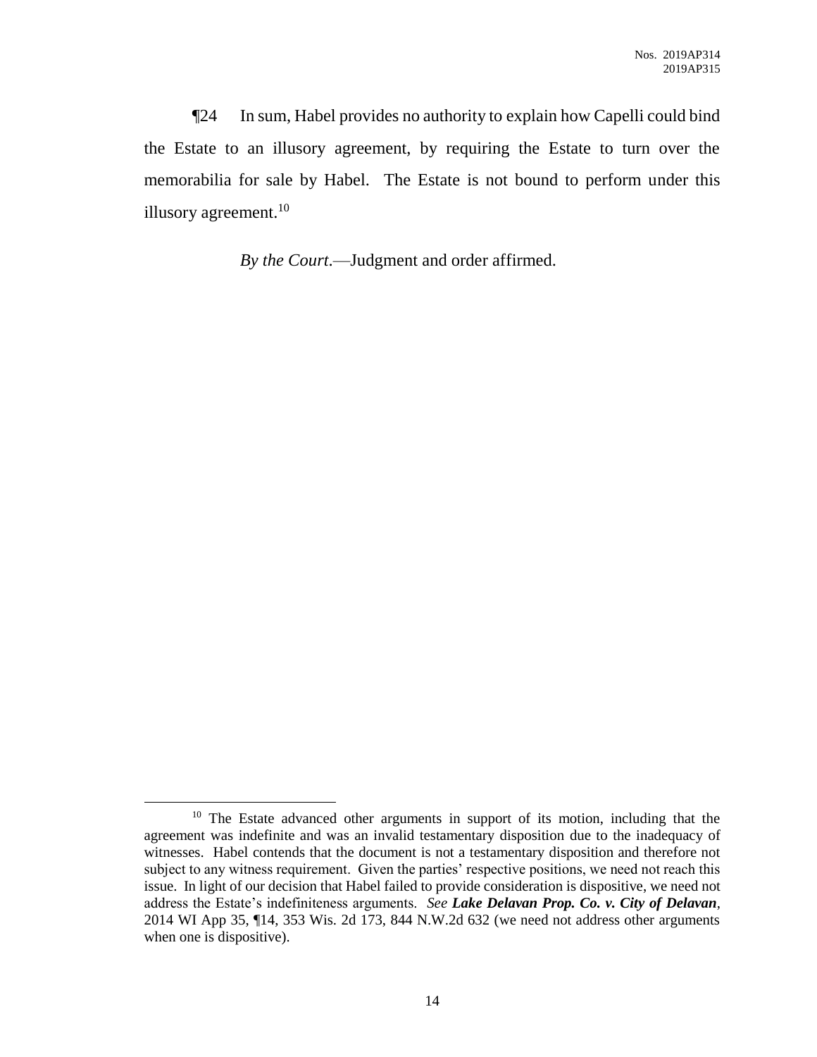¶24 In sum, Habel provides no authority to explain how Capelli could bind the Estate to an illusory agreement, by requiring the Estate to turn over the memorabilia for sale by Habel. The Estate is not bound to perform under this illusory agreement.[10]

*By the Court*.—Judgment and order affirmed.

---

[10] The Estate advanced other arguments in support of its motion, including that the agreement was indefinite and was an invalid testamentary disposition due to the inadequacy of witnesses. Habel contends that the document is not a testamentary disposition and therefore not subject to any witness requirement. Given the parties' respective positions, we need not reach this issue. In light of our decision that Habel failed to provide consideration is dispositive, we need not address the Estate's indefiniteness arguments. *See* ***Lake Delavan Prop. Co. v. City of Delavan***, 2014 WI App 35, ¶14, 353 Wis. 2d 173, 844 N.W.2d 632 (we need not address other arguments when one is dispositive).